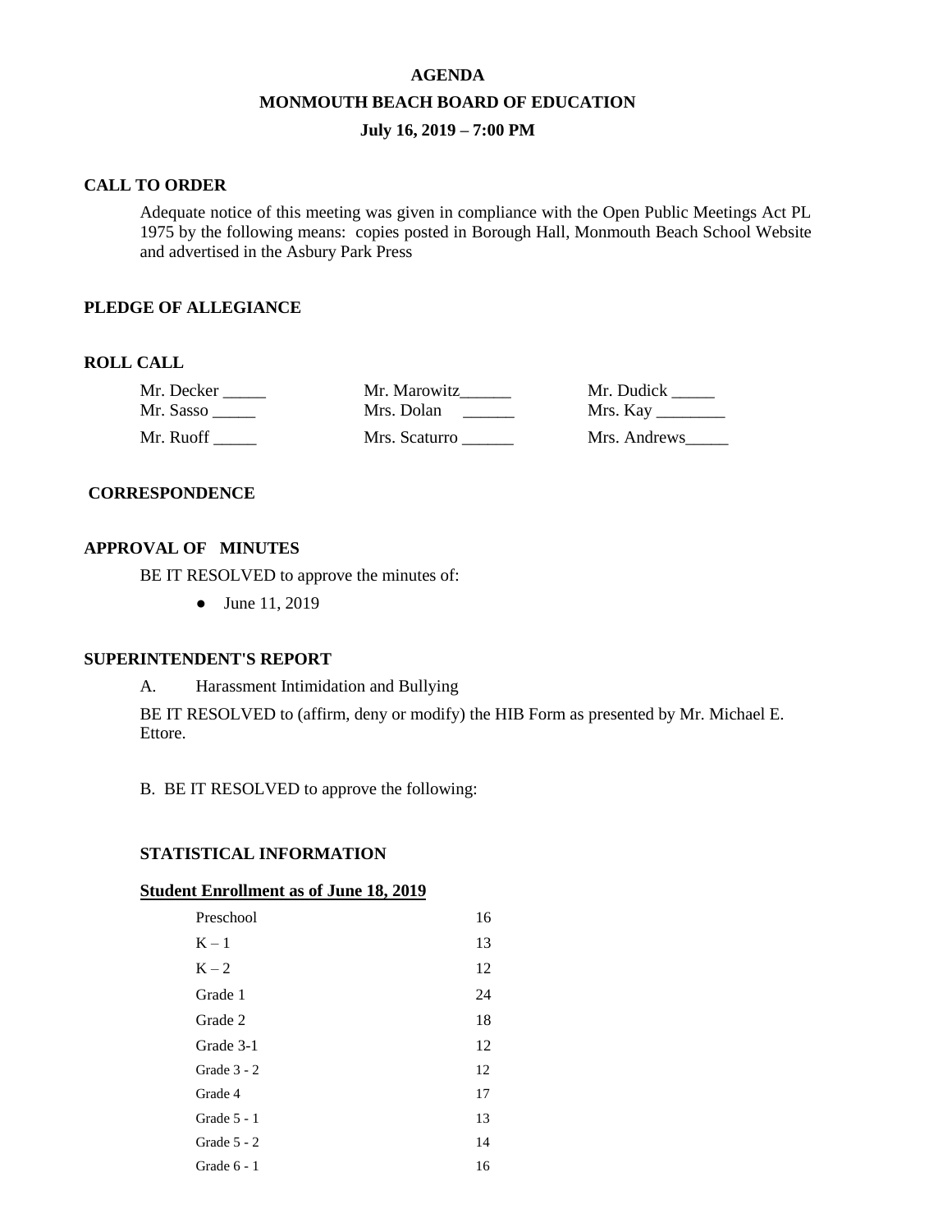# AGENDA

## MONMOUTH BEACH BOARD OF EDUCATION

### July 16, 2019 – 7:00 PM

**CALL TO ORDER**

Adequate notice of this meeting was given in compliance with the Open Public Meetings Act PL 1975 by the following means: copies posted in Borough Hall, Monmouth Beach School Website and advertised in the Asbury Park Press

**PLEDGE OF ALLEGIANCE**

**ROLL CALL**

| | | |
|---|---|---|
| Mr. Decker _____ | Mr. Marowitz______ | Mr. Dudick _____ |
| Mr. Sasso _____ | Mrs. Dolan ______ | Mrs. Kay ________ |
| Mr. Ruoff _____ | Mrs. Scaturro ______ | Mrs. Andrews_____ |

**CORRESPONDENCE**

**APPROVAL OF MINUTES**

BE IT RESOLVED to approve the minutes of:

- June 11, 2019

**SUPERINTENDENT'S REPORT**

A. Harassment Intimidation and Bullying

BE IT RESOLVED to (affirm, deny or modify) the HIB Form as presented by Mr. Michael E. Ettore.

B. BE IT RESOLVED to approve the following:

**STATISTICAL INFORMATION**

**Student Enrollment as of June 18, 2019**

| | |
|---|---|
| Preschool | 16 |
| K – 1 | 13 |
| K – 2 | 12 |
| Grade 1 | 24 |
| Grade 2 | 18 |
| Grade 3-1 | 12 |
| Grade 3 - 2 | 12 |
| Grade 4 | 17 |
| Grade 5 - 1 | 13 |
| Grade 5 - 2 | 14 |
| Grade 6 - 1 | 16 |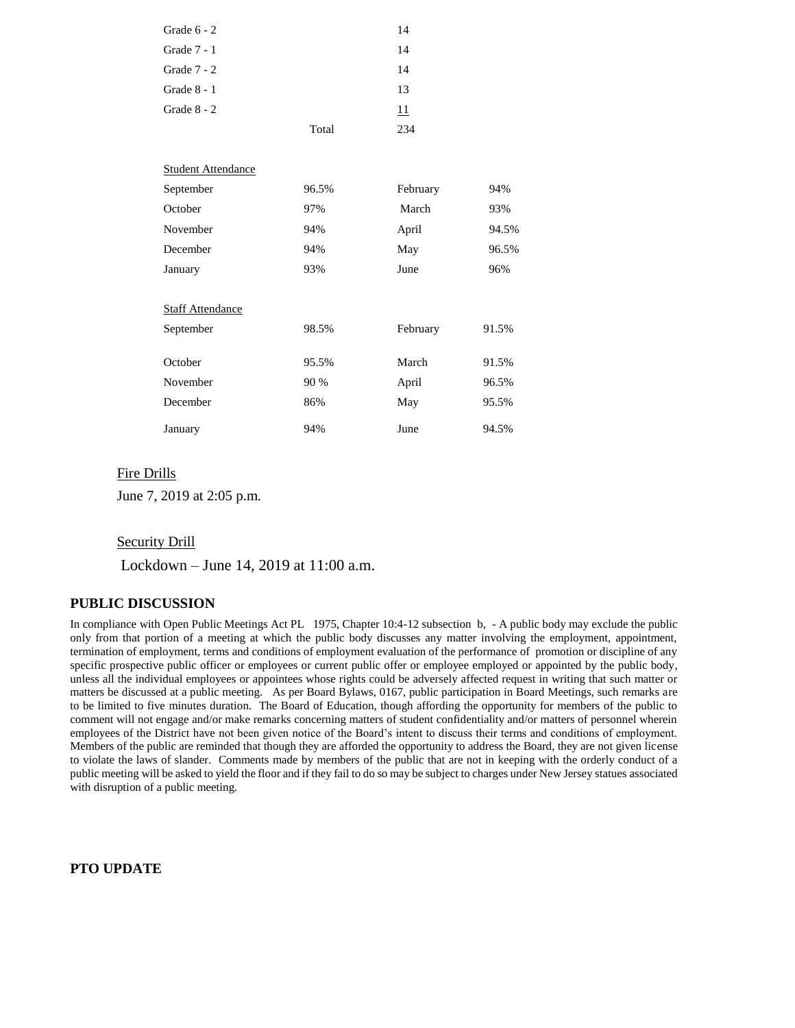| | | |
|---|---|---|
| Grade 6 - 2 | | 14 |
| Grade 7 - 1 | | 14 |
| Grade 7 - 2 | | 14 |
| Grade 8 - 1 | | 13 |
| Grade 8 - 2 | | 11 |
| | Total | 234 |

Student Attendance

| | | | |
|---|---|---|---|
| September | 96.5% | February | 94% |
| October | 97% | March | 93% |
| November | 94% | April | 94.5% |
| December | 94% | May | 96.5% |
| January | 93% | June | 96% |

Staff Attendance

| | | | |
|---|---|---|---|
| September | 98.5% | February | 91.5% |
| October | 95.5% | March | 91.5% |
| November | 90 % | April | 96.5% |
| December | 86% | May | 95.5% |
| January | 94% | June | 94.5% |

Fire Drills

June 7, 2019 at 2:05 p.m.

Security Drill

Lockdown – June 14, 2019 at 11:00 a.m.

## PUBLIC DISCUSSION

In compliance with Open Public Meetings Act PL 1975, Chapter 10:4-12 subsection b, - A public body may exclude the public only from that portion of a meeting at which the public body discusses any matter involving the employment, appointment, termination of employment, terms and conditions of employment evaluation of the performance of promotion or discipline of any specific prospective public officer or employees or current public offer or employee employed or appointed by the public body, unless all the individual employees or appointees whose rights could be adversely affected request in writing that such matter or matters be discussed at a public meeting. As per Board Bylaws, 0167, public participation in Board Meetings, such remarks are to be limited to five minutes duration. The Board of Education, though affording the opportunity for members of the public to comment will not engage and/or make remarks concerning matters of student confidentiality and/or matters of personnel wherein employees of the District have not been given notice of the Board's intent to discuss their terms and conditions of employment. Members of the public are reminded that though they are afforded the opportunity to address the Board, they are not given license to violate the laws of slander. Comments made by members of the public that are not in keeping with the orderly conduct of a public meeting will be asked to yield the floor and if they fail to do so may be subject to charges under New Jersey statues associated with disruption of a public meeting.

## PTO UPDATE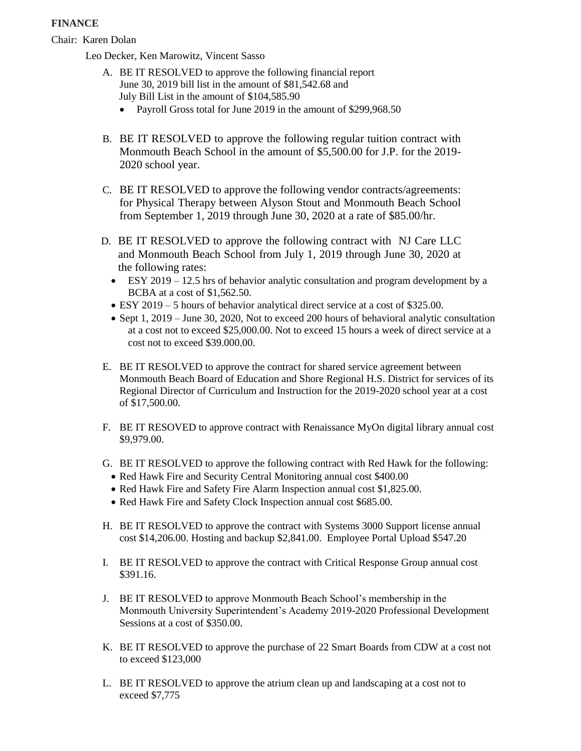**FINANCE**

Chair: Karen Dolan

Leo Decker, Ken Marowitz, Vincent Sasso

A. BE IT RESOLVED to approve the following financial report June 30, 2019 bill list in the amount of $81,542.68 and July Bill List in the amount of $104,585.90
   - Payroll Gross total for June 2019 in the amount of $299,968.50

B. BE IT RESOLVED to approve the following regular tuition contract with Monmouth Beach School in the amount of $5,500.00 for J.P. for the 2019-2020 school year.

C. BE IT RESOLVED to approve the following vendor contracts/agreements: for Physical Therapy between Alyson Stout and Monmouth Beach School from September 1, 2019 through June 30, 2020 at a rate of $85.00/hr.

D. BE IT RESOLVED to approve the following contract with NJ Care LLC and Monmouth Beach School from July 1, 2019 through June 30, 2020 at the following rates:
   - ESY 2019 – 12.5 hrs of behavior analytic consultation and program development by a BCBA at a cost of $1,562.50.
   - ESY 2019 – 5 hours of behavior analytical direct service at a cost of $325.00.
   - Sept 1, 2019 – June 30, 2020, Not to exceed 200 hours of behavioral analytic consultation at a cost not to exceed $25,000.00. Not to exceed 15 hours a week of direct service at a cost not to exceed $39.000.00.

E. BE IT RESOLVED to approve the contract for shared service agreement between Monmouth Beach Board of Education and Shore Regional H.S. District for services of its Regional Director of Curriculum and Instruction for the 2019-2020 school year at a cost of $17,500.00.

F. BE IT RESOVED to approve contract with Renaissance MyOn digital library annual cost $9,979.00.

G. BE IT RESOLVED to approve the following contract with Red Hawk for the following:
   - Red Hawk Fire and Security Central Monitoring annual cost $400.00
   - Red Hawk Fire and Safety Fire Alarm Inspection annual cost $1,825.00.
   - Red Hawk Fire and Safety Clock Inspection annual cost $685.00.

H. BE IT RESOLVED to approve the contract with Systems 3000 Support license annual cost $14,206.00. Hosting and backup $2,841.00. Employee Portal Upload $547.20

I. BE IT RESOLVED to approve the contract with Critical Response Group annual cost $391.16.

J. BE IT RESOLVED to approve Monmouth Beach School's membership in the Monmouth University Superintendent's Academy 2019-2020 Professional Development Sessions at a cost of $350.00.

K. BE IT RESOLVED to approve the purchase of 22 Smart Boards from CDW at a cost not to exceed $123,000

L. BE IT RESOLVED to approve the atrium clean up and landscaping at a cost not to exceed $7,775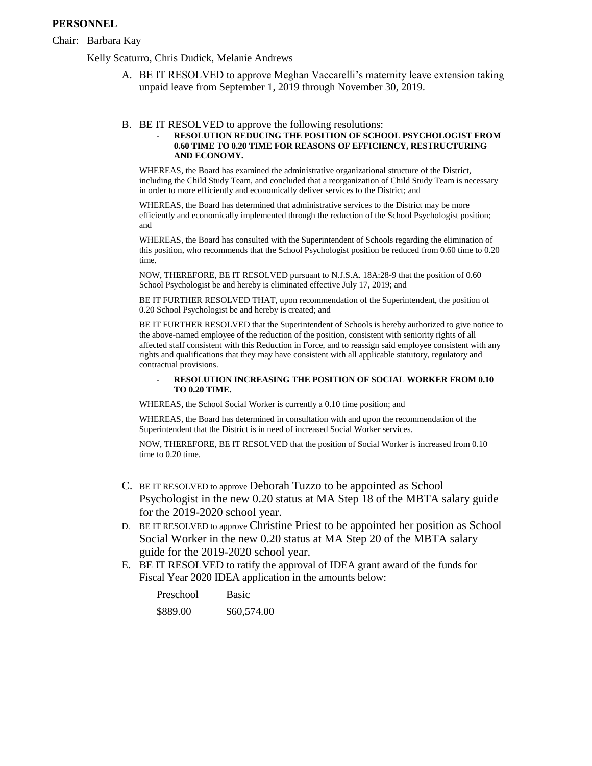**PERSONNEL**

Chair: Barbara Kay

Kelly Scaturro, Chris Dudick, Melanie Andrews

A. BE IT RESOLVED to approve Meghan Vaccarelli's maternity leave extension taking unpaid leave from September 1, 2019 through November 30, 2019.

B. BE IT RESOLVED to approve the following resolutions:
   - **RESOLUTION REDUCING THE POSITION OF SCHOOL PSYCHOLOGIST FROM 0.60 TIME TO 0.20 TIME FOR REASONS OF EFFICIENCY, RESTRUCTURING AND ECONOMY.**

   WHEREAS, the Board has examined the administrative organizational structure of the District, including the Child Study Team, and concluded that a reorganization of Child Study Team is necessary in order to more efficiently and economically deliver services to the District; and

   WHEREAS, the Board has determined that administrative services to the District may be more efficiently and economically implemented through the reduction of the School Psychologist position; and

   WHEREAS, the Board has consulted with the Superintendent of Schools regarding the elimination of this position, who recommends that the School Psychologist position be reduced from 0.60 time to 0.20 time.

   NOW, THEREFORE, BE IT RESOLVED pursuant to N.J.S.A. 18A:28-9 that the position of 0.60 School Psychologist be and hereby is eliminated effective July 17, 2019; and

   BE IT FURTHER RESOLVED THAT, upon recommendation of the Superintendent, the position of 0.20 School Psychologist be and hereby is created; and

   BE IT FURTHER RESOLVED that the Superintendent of Schools is hereby authorized to give notice to the above-named employee of the reduction of the position, consistent with seniority rights of all affected staff consistent with this Reduction in Force, and to reassign said employee consistent with any rights and qualifications that they may have consistent with all applicable statutory, regulatory and contractual provisions.

   - **RESOLUTION INCREASING THE POSITION OF SOCIAL WORKER FROM 0.10 TO 0.20 TIME.**

   WHEREAS, the School Social Worker is currently a 0.10 time position; and

   WHEREAS, the Board has determined in consultation with and upon the recommendation of the Superintendent that the District is in need of increased Social Worker services.

   NOW, THEREFORE, BE IT RESOLVED that the position of Social Worker is increased from 0.10 time to 0.20 time.

C. BE IT RESOLVED to approve Deborah Tuzzo to be appointed as School Psychologist in the new 0.20 status at MA Step 18 of the MBTA salary guide for the 2019-2020 school year.

D. BE IT RESOLVED to approve Christine Priest to be appointed her position as School Social Worker in the new 0.20 status at MA Step 20 of the MBTA salary guide for the 2019-2020 school year.

E. BE IT RESOLVED to ratify the approval of IDEA grant award of the funds for Fiscal Year 2020 IDEA application in the amounts below:

| Preschool | Basic |
|---|---|
| $889.00 | $60,574.00 |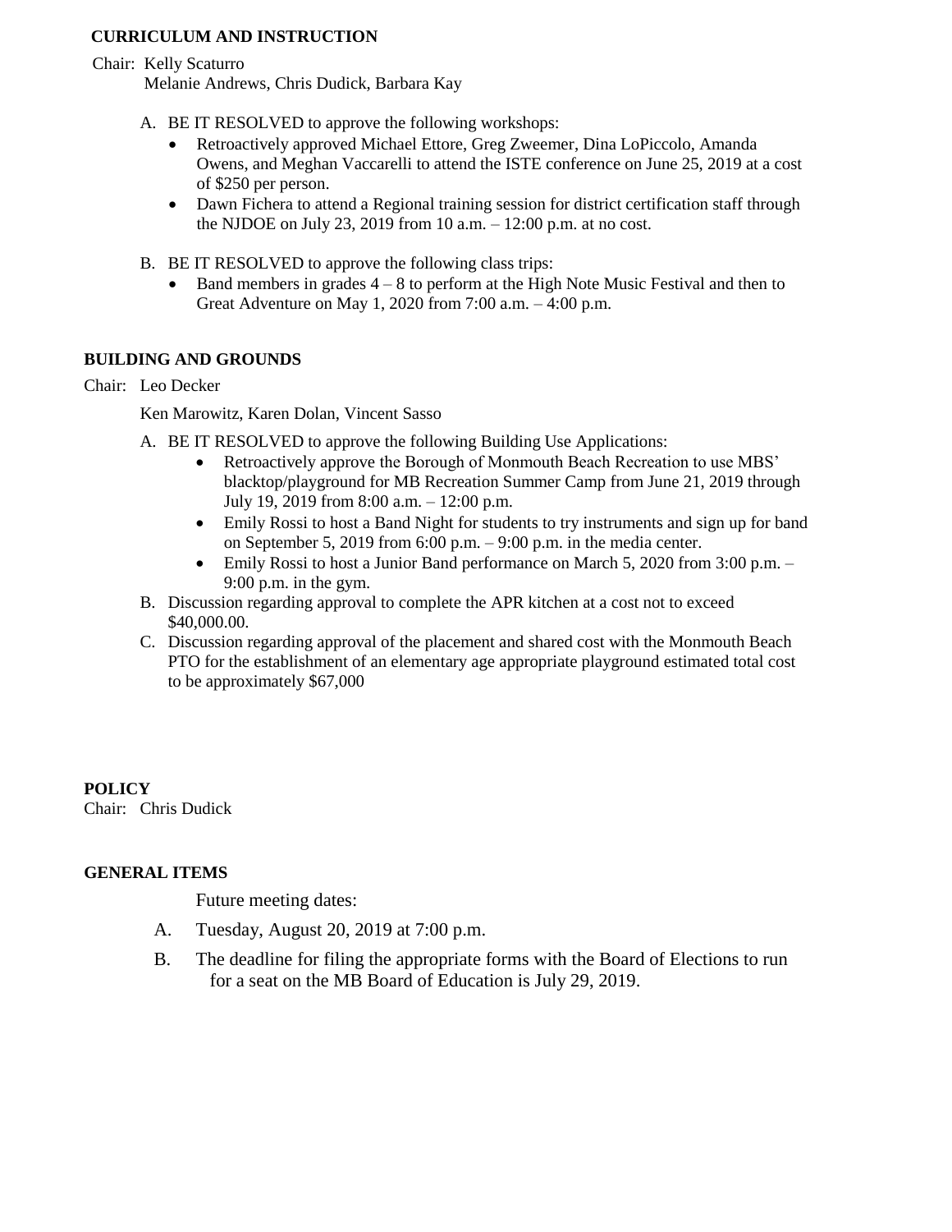**CURRICULUM AND INSTRUCTION**

Chair: Kelly Scaturro
Melanie Andrews, Chris Dudick, Barbara Kay

A. BE IT RESOLVED to approve the following workshops:
   - Retroactively approved Michael Ettore, Greg Zweemer, Dina LoPiccolo, Amanda Owens, and Meghan Vaccarelli to attend the ISTE conference on June 25, 2019 at a cost of $250 per person.
   - Dawn Fichera to attend a Regional training session for district certification staff through the NJDOE on July 23, 2019 from 10 a.m. – 12:00 p.m. at no cost.

B. BE IT RESOLVED to approve the following class trips:
   - Band members in grades 4 – 8 to perform at the High Note Music Festival and then to Great Adventure on May 1, 2020 from 7:00 a.m. – 4:00 p.m.

**BUILDING AND GROUNDS**

Chair: Leo Decker

Ken Marowitz, Karen Dolan, Vincent Sasso

A. BE IT RESOLVED to approve the following Building Use Applications:
   - Retroactively approve the Borough of Monmouth Beach Recreation to use MBS' blacktop/playground for MB Recreation Summer Camp from June 21, 2019 through July 19, 2019 from 8:00 a.m. – 12:00 p.m.
   - Emily Rossi to host a Band Night for students to try instruments and sign up for band on September 5, 2019 from 6:00 p.m. – 9:00 p.m. in the media center.
   - Emily Rossi to host a Junior Band performance on March 5, 2020 from 3:00 p.m. – 9:00 p.m. in the gym.

B. Discussion regarding approval to complete the APR kitchen at a cost not to exceed $40,000.00.

C. Discussion regarding approval of the placement and shared cost with the Monmouth Beach PTO for the establishment of an elementary age appropriate playground estimated total cost to be approximately $67,000

**POLICY**

Chair: Chris Dudick

**GENERAL ITEMS**

Future meeting dates:

A. Tuesday, August 20, 2019 at 7:00 p.m.

B. The deadline for filing the appropriate forms with the Board of Elections to run for a seat on the MB Board of Education is July 29, 2019.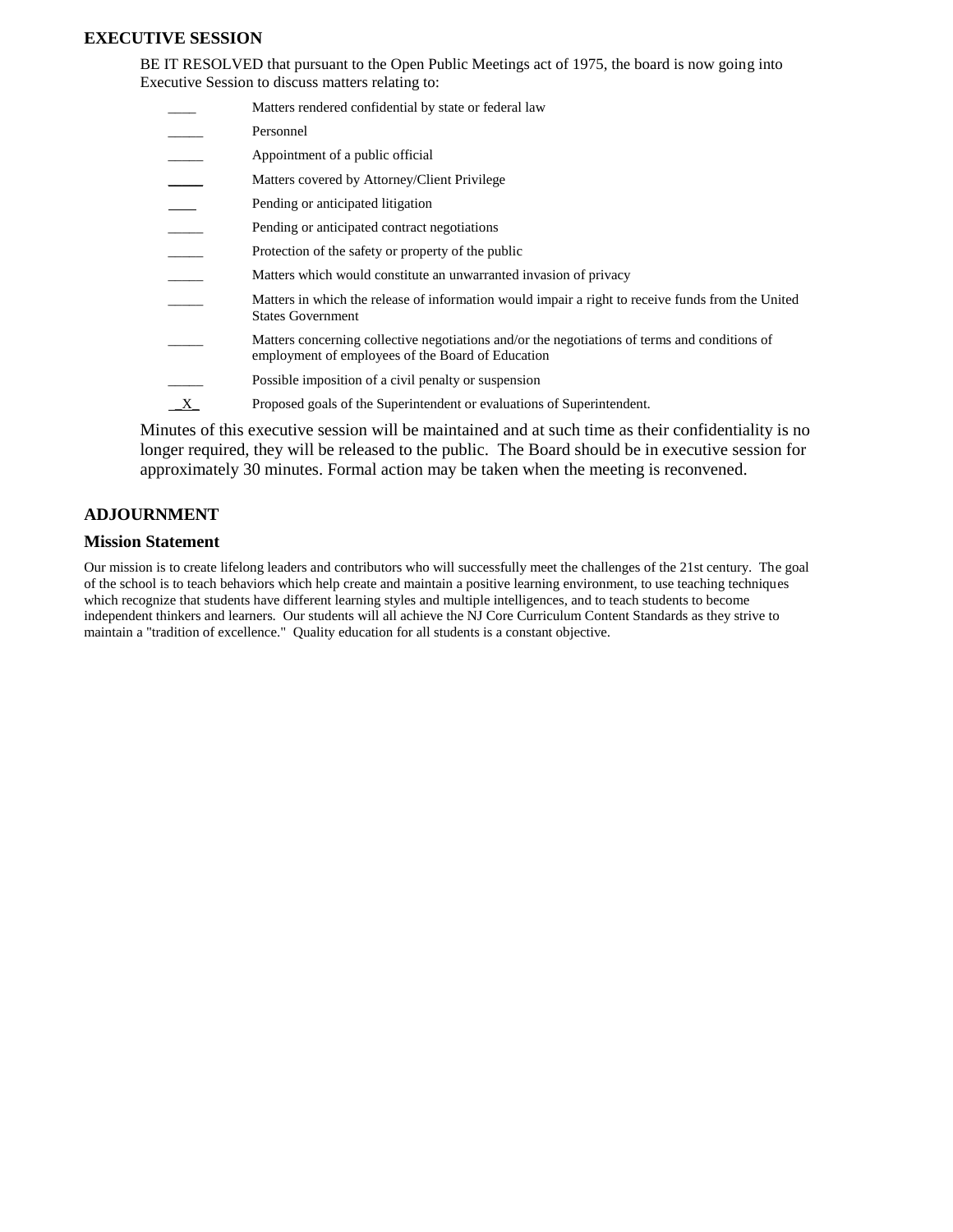**EXECUTIVE SESSION**

BE IT RESOLVED that pursuant to the Open Public Meetings act of 1975, the board is now going into Executive Session to discuss matters relating to:

| | |
|---|---|
| ____ | Matters rendered confidential by state or federal law |
| _____ | Personnel |
| _____ | Appointment of a public official |
| _____ | Matters covered by Attorney/Client Privilege |
| ____ | Pending or anticipated litigation |
| _____ | Pending or anticipated contract negotiations |
| _____ | Protection of the safety or property of the public |
| _____ | Matters which would constitute an unwarranted invasion of privacy |
| _____ | Matters in which the release of information would impair a right to receive funds from the United States Government |
| _____ | Matters concerning collective negotiations and/or the negotiations of terms and conditions of employment of employees of the Board of Education |
| _____ | Possible imposition of a civil penalty or suspension |
| _X_ | Proposed goals of the Superintendent or evaluations of Superintendent. |

Minutes of this executive session will be maintained and at such time as their confidentiality is no longer required, they will be released to the public. The Board should be in executive session for approximately 30 minutes. Formal action may be taken when the meeting is reconvened.

**ADJOURNMENT**

### Mission Statement

Our mission is to create lifelong leaders and contributors who will successfully meet the challenges of the 21st century. The goal of the school is to teach behaviors which help create and maintain a positive learning environment, to use teaching techniques which recognize that students have different learning styles and multiple intelligences, and to teach students to become independent thinkers and learners. Our students will all achieve the NJ Core Curriculum Content Standards as they strive to maintain a "tradition of excellence." Quality education for all students is a constant objective.